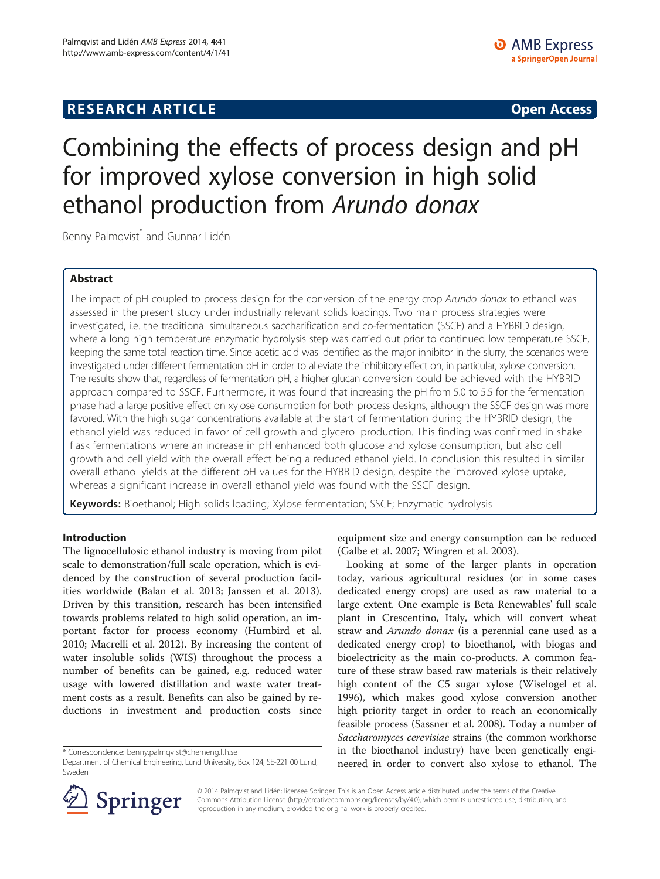RESEARCH ARTICLE

Open Access

# Combining the effects of process design and pH for improved xylose conversion in high solid ethanol production from *Arundo donax*

Benny Palmqvist* and Gunnar Lidén

## Abstract

The impact of pH coupled to process design for the conversion of the energy crop *Arundo donax* to ethanol was assessed in the present study under industrially relevant solids loadings. Two main process strategies were investigated, i.e. the traditional simultaneous saccharification and co-fermentation (SSCF) and a HYBRID design, where a long high temperature enzymatic hydrolysis step was carried out prior to continued low temperature SSCF, keeping the same total reaction time. Since acetic acid was identified as the major inhibitor in the slurry, the scenarios were investigated under different fermentation pH in order to alleviate the inhibitory effect on, in particular, xylose conversion. The results show that, regardless of fermentation pH, a higher glucan conversion could be achieved with the HYBRID approach compared to SSCF. Furthermore, it was found that increasing the pH from 5.0 to 5.5 for the fermentation phase had a large positive effect on xylose consumption for both process designs, although the SSCF design was more favored. With the high sugar concentrations available at the start of fermentation during the HYBRID design, the ethanol yield was reduced in favor of cell growth and glycerol production. This finding was confirmed in shake flask fermentations where an increase in pH enhanced both glucose and xylose consumption, but also cell growth and cell yield with the overall effect being a reduced ethanol yield. In conclusion this resulted in similar overall ethanol yields at the different pH values for the HYBRID design, despite the improved xylose uptake, whereas a significant increase in overall ethanol yield was found with the SSCF design.

**Keywords:** Bioethanol; High solids loading; Xylose fermentation; SSCF; Enzymatic hydrolysis

## Introduction

The lignocellulosic ethanol industry is moving from pilot scale to demonstration/full scale operation, which is evidenced by the construction of several production facilities worldwide (Balan et al. 2013; Janssen et al. 2013). Driven by this transition, research has been intensified towards problems related to high solid operation, an important factor for process economy (Humbird et al. 2010; Macrelli et al. 2012). By increasing the content of water insoluble solids (WIS) throughout the process a number of benefits can be gained, e.g. reduced water usage with lowered distillation and waste water treatment costs as a result. Benefits can also be gained by reductions in investment and production costs since equipment size and energy consumption can be reduced (Galbe et al. 2007; Wingren et al. 2003).

Looking at some of the larger plants in operation today, various agricultural residues (or in some cases dedicated energy crops) are used as raw material to a large extent. One example is Beta Renewables' full scale plant in Crescentino, Italy, which will convert wheat straw and *Arundo donax* (is a perennial cane used as a dedicated energy crop) to bioethanol, with biogas and bioelectricity as the main co-products. A common feature of these straw based raw materials is their relatively high content of the C5 sugar xylose (Wiselogel et al. 1996), which makes good xylose conversion another high priority target in order to reach an economically feasible process (Sassner et al. 2008). Today a number of *Saccharomyces cerevisiae* strains (the common workhorse in the bioethanol industry) have been genetically engineered in order to convert also xylose to ethanol. The

* Correspondence: benny.palmqvist@chemeng.lth.se
Department of Chemical Engineering, Lund University, Box 124, SE-221 00 Lund, Sweden

© 2014 Palmqvist and Lidén; licensee Springer. This is an Open Access article distributed under the terms of the Creative Commons Attribution License (http://creativecommons.org/licenses/by/4.0), which permits unrestricted use, distribution, and reproduction in any medium, provided the original work is properly credited.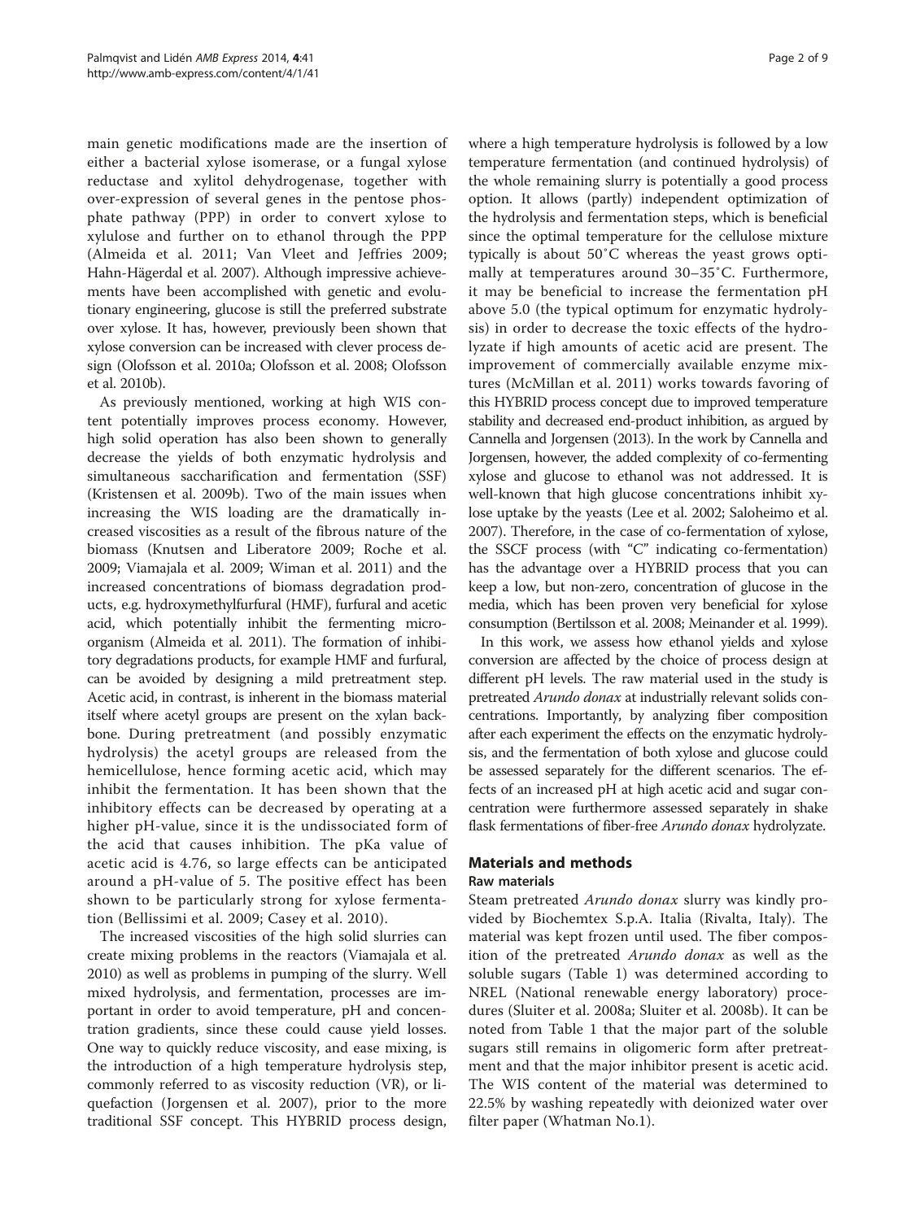main genetic modifications made are the insertion of either a bacterial xylose isomerase, or a fungal xylose reductase and xylitol dehydrogenase, together with over-expression of several genes in the pentose phosphate pathway (PPP) in order to convert xylose to xylulose and further on to ethanol through the PPP (Almeida et al. 2011; Van Vleet and Jeffries 2009; Hahn-Hägerdal et al. 2007). Although impressive achievements have been accomplished with genetic and evolutionary engineering, glucose is still the preferred substrate over xylose. It has, however, previously been shown that xylose conversion can be increased with clever process design (Olofsson et al. 2010a; Olofsson et al. 2008; Olofsson et al. 2010b).

As previously mentioned, working at high WIS content potentially improves process economy. However, high solid operation has also been shown to generally decrease the yields of both enzymatic hydrolysis and simultaneous saccharification and fermentation (SSF) (Kristensen et al. 2009b). Two of the main issues when increasing the WIS loading are the dramatically increased viscosities as a result of the fibrous nature of the biomass (Knutsen and Liberatore 2009; Roche et al. 2009; Viamajala et al. 2009; Wiman et al. 2011) and the increased concentrations of biomass degradation products, e.g. hydroxymethylfurfural (HMF), furfural and acetic acid, which potentially inhibit the fermenting microorganism (Almeida et al. 2011). The formation of inhibitory degradations products, for example HMF and furfural, can be avoided by designing a mild pretreatment step. Acetic acid, in contrast, is inherent in the biomass material itself where acetyl groups are present on the xylan backbone. During pretreatment (and possibly enzymatic hydrolysis) the acetyl groups are released from the hemicellulose, hence forming acetic acid, which may inhibit the fermentation. It has been shown that the inhibitory effects can be decreased by operating at a higher pH-value, since it is the undissociated form of the acid that causes inhibition. The pKa value of acetic acid is 4.76, so large effects can be anticipated around a pH-value of 5. The positive effect has been shown to be particularly strong for xylose fermentation (Bellissimi et al. 2009; Casey et al. 2010).

The increased viscosities of the high solid slurries can create mixing problems in the reactors (Viamajala et al. 2010) as well as problems in pumping of the slurry. Well mixed hydrolysis, and fermentation, processes are important in order to avoid temperature, pH and concentration gradients, since these could cause yield losses. One way to quickly reduce viscosity, and ease mixing, is the introduction of a high temperature hydrolysis step, commonly referred to as viscosity reduction (VR), or liquefaction (Jorgensen et al. 2007), prior to the more traditional SSF concept. This HYBRID process design, where a high temperature hydrolysis is followed by a low temperature fermentation (and continued hydrolysis) of the whole remaining slurry is potentially a good process option. It allows (partly) independent optimization of the hydrolysis and fermentation steps, which is beneficial since the optimal temperature for the cellulose mixture typically is about 50˚C whereas the yeast grows optimally at temperatures around 30–35˚C. Furthermore, it may be beneficial to increase the fermentation pH above 5.0 (the typical optimum for enzymatic hydrolysis) in order to decrease the toxic effects of the hydrolyzate if high amounts of acetic acid are present. The improvement of commercially available enzyme mixtures (McMillan et al. 2011) works towards favoring of this HYBRID process concept due to improved temperature stability and decreased end-product inhibition, as argued by Cannella and Jorgensen (2013). In the work by Cannella and Jorgensen, however, the added complexity of co-fermenting xylose and glucose to ethanol was not addressed. It is well-known that high glucose concentrations inhibit xylose uptake by the yeasts (Lee et al. 2002; Saloheimo et al. 2007). Therefore, in the case of co-fermentation of xylose, the SSCF process (with "C" indicating co-fermentation) has the advantage over a HYBRID process that you can keep a low, but non-zero, concentration of glucose in the media, which has been proven very beneficial for xylose consumption (Bertilsson et al. 2008; Meinander et al. 1999).

In this work, we assess how ethanol yields and xylose conversion are affected by the choice of process design at different pH levels. The raw material used in the study is pretreated *Arundo donax* at industrially relevant solids concentrations. Importantly, by analyzing fiber composition after each experiment the effects on the enzymatic hydrolysis, and the fermentation of both xylose and glucose could be assessed separately for the different scenarios. The effects of an increased pH at high acetic acid and sugar concentration were furthermore assessed separately in shake flask fermentations of fiber-free *Arundo donax* hydrolyzate.

## Materials and methods

### Raw materials

Steam pretreated *Arundo donax* slurry was kindly provided by Biochemtex S.p.A. Italia (Rivalta, Italy). The material was kept frozen until used. The fiber composition of the pretreated *Arundo donax* as well as the soluble sugars (Table 1) was determined according to NREL (National renewable energy laboratory) procedures (Sluiter et al. 2008a; Sluiter et al. 2008b). It can be noted from Table 1 that the major part of the soluble sugars still remains in oligomeric form after pretreatment and that the major inhibitor present is acetic acid. The WIS content of the material was determined to 22.5% by washing repeatedly with deionized water over filter paper (Whatman No.1).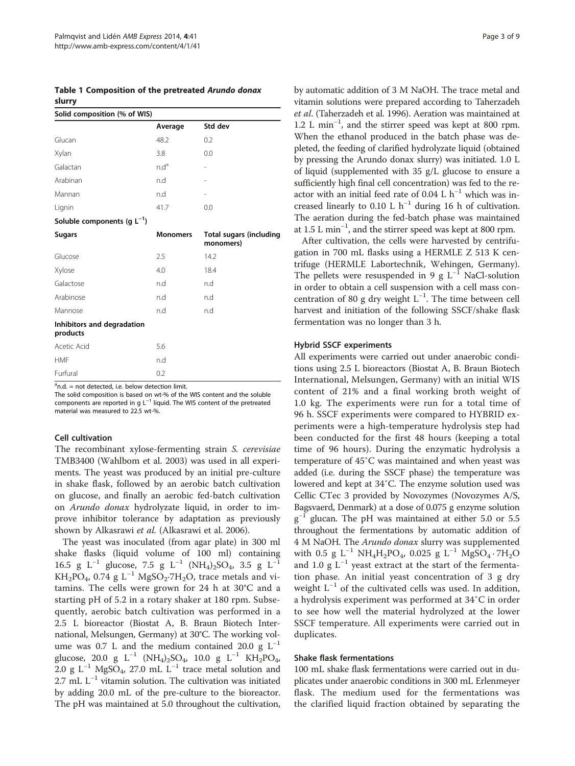**Table 1 Composition of the pretreated *Arundo donax* slurry**

| Solid composition (% of WIS) | | |
|---|---|---|
| | Average | Std dev |
| Glucan | 48.2 | 0.2 |
| Xylan | 3.8 | 0.0 |
| Galactan | n.d[a] | - |
| Arabinan | n.d | - |
| Mannan | n.d | - |
| Lignin | 41.7 | 0.0 |
| **Soluble components (g $L^{-1}$)** | | |
| **Sugars** | **Monomers** | **Total sugars (including monomers)** |
| Glucose | 2.5 | 14.2 |
| Xylose | 4.0 | 18.4 |
| Galactose | n.d | n.d |
| Arabinose | n.d | n.d |
| Mannose | n.d | n.d |
| **Inhibitors and degradation products** | | |
| Acetic Acid | 5.6 | |
| HMF | n.d | |
| Furfural | 0.2 | |

[a]n.d. = not detected, i.e. below detection limit.
The solid composition is based on wt-% of the WIS content and the soluble components are reported in g $L^{-1}$ liquid. The WIS content of the pretreated material was measured to 22.5 wt-%.

### Cell cultivation

The recombinant xylose-fermenting strain *S. cerevisiae* TMB3400 (Wahlbom et al. 2003) was used in all experiments. The yeast was produced by an initial pre-culture in shake flask, followed by an aerobic batch cultivation on glucose, and finally an aerobic fed-batch cultivation on *Arundo donax* hydrolyzate liquid, in order to improve inhibitor tolerance by adaptation as previously shown by Alkasrawi *et al.* (Alkasrawi et al. 2006).

The yeast was inoculated (from agar plate) in 300 ml shake flasks (liquid volume of 100 ml) containing 16.5 g $L^{-1}$ glucose, 7.5 g $L^{-1}$ $(NH_4)_2SO_4$, 3.5 g $L^{-1}$ $KH_2PO_4$, 0.74 g $L^{-1}$ $MgSO_2 \cdot 7H_2O$, trace metals and vitamins. The cells were grown for 24 h at 30°C and a starting pH of 5.2 in a rotary shaker at 180 rpm. Subsequently, aerobic batch cultivation was performed in a 2.5 L bioreactor (Biostat A, B. Braun Biotech International, Melsungen, Germany) at 30°C. The working volume was 0.7 L and the medium contained 20.0 g $L^{-1}$ glucose, 20.0 g $L^{-1}$ $(NH_4)_2SO_4$, 10.0 g $L^{-1}$ $KH_2PO_4$, 2.0 g $L^{-1}$ $MgSO_4$, 27.0 mL $L^{-1}$ trace metal solution and 2.7 mL $L^{-1}$ vitamin solution. The cultivation was initiated by adding 20.0 mL of the pre-culture to the bioreactor. The pH was maintained at 5.0 throughout the cultivation, by automatic addition of 3 M NaOH. The trace metal and vitamin solutions were prepared according to Taherzadeh *et al*. (Taherzadeh et al. 1996). Aeration was maintained at 1.2 L $min^{-1}$, and the stirrer speed was kept at 800 rpm. When the ethanol produced in the batch phase was depleted, the feeding of clarified hydrolyzate liquid (obtained by pressing the Arundo donax slurry) was initiated. 1.0 L of liquid (supplemented with 35 g/L glucose to ensure a sufficiently high final cell concentration) was fed to the reactor with an initial feed rate of 0.04 L $h^{-1}$ which was increased linearly to 0.10 L $h^{-1}$ during 16 h of cultivation. The aeration during the fed-batch phase was maintained at 1.5 L $min^{-1}$, and the stirrer speed was kept at 800 rpm.

After cultivation, the cells were harvested by centrifugation in 700 mL flasks using a HERMLE Z 513 K centrifuge (HERMLE Labortechnik, Wehingen, Germany). The pellets were resuspended in 9 g $L^{-1}$ NaCl-solution in order to obtain a cell suspension with a cell mass concentration of 80 g dry weight $L^{-1}$. The time between cell harvest and initiation of the following SSCF/shake flask fermentation was no longer than 3 h.

### Hybrid SSCF experiments

All experiments were carried out under anaerobic conditions using 2.5 L bioreactors (Biostat A, B. Braun Biotech International, Melsungen, Germany) with an initial WIS content of 21% and a final working broth weight of 1.0 kg. The experiments were run for a total time of 96 h. SSCF experiments were compared to HYBRID experiments were a high-temperature hydrolysis step had been conducted for the first 48 hours (keeping a total time of 96 hours). During the enzymatic hydrolysis a temperature of 45˚C was maintained and when yeast was added (i.e. during the SSCF phase) the temperature was lowered and kept at 34˚C. The enzyme solution used was Cellic CTec 3 provided by Novozymes (Novozymes A/S, Bagsvaerd, Denmark) at a dose of 0.075 g enzyme solution $g^{-1}$ glucan. The pH was maintained at either 5.0 or 5.5 throughout the fermentations by automatic addition of 4 M NaOH. The *Arundo donax* slurry was supplemented with 0.5 g $L^{-1}$ $NH_4H_2PO_4$, 0.025 g $L^{-1}$ $MgSO_4 \cdot 7H_2O$ and 1.0 g $L^{-1}$ yeast extract at the start of the fermentation phase. An initial yeast concentration of 3 g dry weight $L^{-1}$ of the cultivated cells was used. In addition, a hydrolysis experiment was performed at 34˚C in order to see how well the material hydrolyzed at the lower SSCF temperature. All experiments were carried out in duplicates.

### Shake flask fermentations

100 mL shake flask fermentations were carried out in duplicates under anaerobic conditions in 300 mL Erlenmeyer flask. The medium used for the fermentations was the clarified liquid fraction obtained by separating the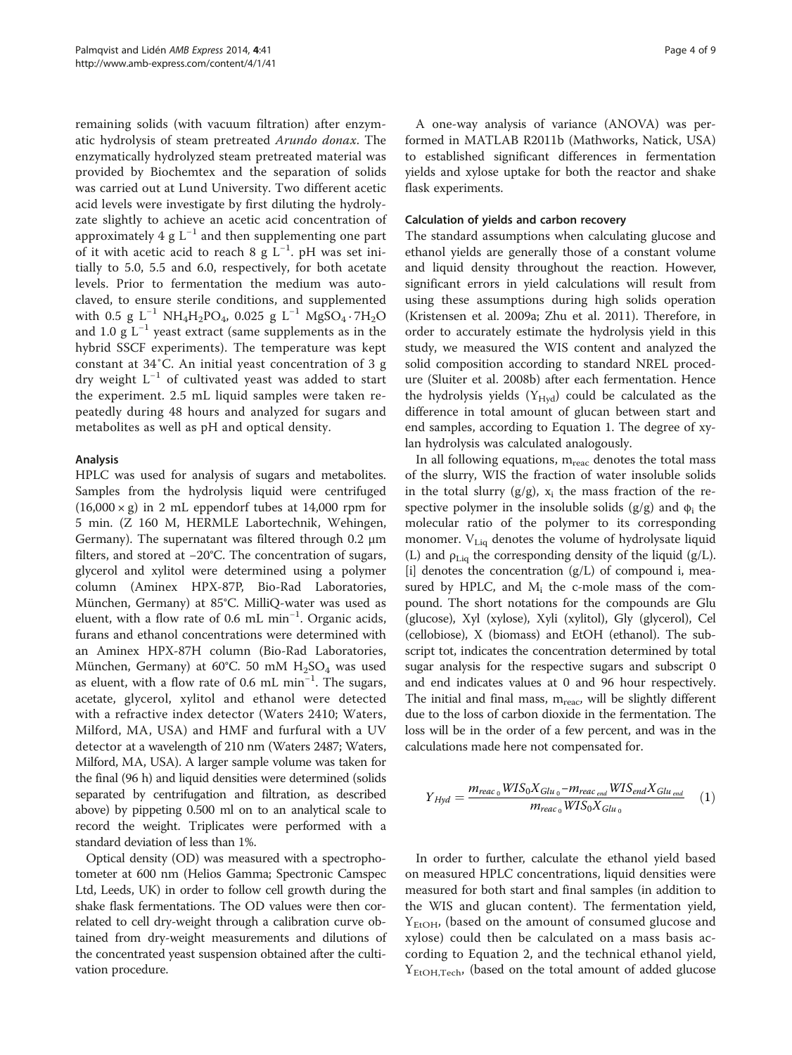remaining solids (with vacuum filtration) after enzymatic hydrolysis of steam pretreated *Arundo donax*. The enzymatically hydrolyzed steam pretreated material was provided by Biochemtex and the separation of solids was carried out at Lund University. Two different acetic acid levels were investigate by first diluting the hydrolyzate slightly to achieve an acetic acid concentration of approximately 4 g $L^{-1}$ and then supplementing one part of it with acetic acid to reach 8 g $L^{-1}$. pH was set initially to 5.0, 5.5 and 6.0, respectively, for both acetate levels. Prior to fermentation the medium was autoclaved, to ensure sterile conditions, and supplemented with 0.5 g $L^{-1}$ $NH_4H_2PO_4$, 0.025 g $L^{-1}$ $MgSO_4 \cdot 7H_2O$ and 1.0 g $L^{-1}$ yeast extract (same supplements as in the hybrid SSCF experiments). The temperature was kept constant at 34°C. An initial yeast concentration of 3 g dry weight $L^{-1}$ of cultivated yeast was added to start the experiment. 2.5 mL liquid samples were taken repeatedly during 48 hours and analyzed for sugars and metabolites as well as pH and optical density.

### Analysis

HPLC was used for analysis of sugars and metabolites. Samples from the hydrolysis liquid were centrifuged (16,000 × g) in 2 mL eppendorf tubes at 14,000 rpm for 5 min. (Z 160 M, HERMLE Labortechnik, Wehingen, Germany). The supernatant was filtered through 0.2 μm filters, and stored at −20°C. The concentration of sugars, glycerol and xylitol were determined using a polymer column (Aminex HPX-87P, Bio-Rad Laboratories, München, Germany) at 85°C. MilliQ-water was used as eluent, with a flow rate of 0.6 mL $min^{-1}$. Organic acids, furans and ethanol concentrations were determined with an Aminex HPX-87H column (Bio-Rad Laboratories, München, Germany) at 60°C. 50 mM $H_2SO_4$ was used as eluent, with a flow rate of 0.6 mL $min^{-1}$. The sugars, acetate, glycerol, xylitol and ethanol were detected with a refractive index detector (Waters 2410; Waters, Milford, MA, USA) and HMF and furfural with a UV detector at a wavelength of 210 nm (Waters 2487; Waters, Milford, MA, USA). A larger sample volume was taken for the final (96 h) and liquid densities were determined (solids separated by centrifugation and filtration, as described above) by pipetting 0.500 ml on to an analytical scale to record the weight. Triplicates were performed with a standard deviation of less than 1%.

Optical density (OD) was measured with a spectrophotometer at 600 nm (Helios Gamma; Spectronic Camspec Ltd, Leeds, UK) in order to follow cell growth during the shake flask fermentations. The OD values were then correlated to cell dry-weight through a calibration curve obtained from dry-weight measurements and dilutions of the concentrated yeast suspension obtained after the cultivation procedure.

A one-way analysis of variance (ANOVA) was performed in MATLAB R2011b (Mathworks, Natick, USA) to established significant differences in fermentation yields and xylose uptake for both the reactor and shake flask experiments.

### Calculation of yields and carbon recovery

The standard assumptions when calculating glucose and ethanol yields are generally those of a constant volume and liquid density throughout the reaction. However, significant errors in yield calculations will result from using these assumptions during high solids operation (Kristensen et al. 2009a; Zhu et al. 2011). Therefore, in order to accurately estimate the hydrolysis yield in this study, we measured the WIS content and analyzed the solid composition according to standard NREL procedure (Sluiter et al. 2008b) after each fermentation. Hence the hydrolysis yields ($Y_{Hyd}$) could be calculated as the difference in total amount of glucan between start and end samples, according to Equation 1. The degree of xylan hydrolysis was calculated analogously.

In all following equations, $m_{reac}$ denotes the total mass of the slurry, WIS the fraction of water insoluble solids in the total slurry (g/g), $x_i$ the mass fraction of the respective polymer in the insoluble solids (g/g) and $\phi_i$ the molecular ratio of the polymer to its corresponding monomer. $V_{Liq}$ denotes the volume of hydrolysate liquid (L) and $\rho_{Liq}$ the corresponding density of the liquid (g/L). [i] denotes the concentration (g/L) of compound i, measured by HPLC, and $M_i$ the c-mole mass of the compound. The short notations for the compounds are Glu (glucose), Xyl (xylose), Xyli (xylitol), Gly (glycerol), Cel (cellobiose), X (biomass) and EtOH (ethanol). The subscript tot, indicates the concentration determined by total sugar analysis for the respective sugars and subscript 0 and end indicates values at 0 and 96 hour respectively. The initial and final mass, $m_{reac}$, will be slightly different due to the loss of carbon dioxide in the fermentation. The loss will be in the order of a few percent, and was in the calculations made here not compensated for.

$$Y_{Hyd} = \frac{m_{reac_0} WIS_0 X_{Glu_0} - m_{reac_{end}} WIS_{end} X_{Glu_{end}}}{m_{reac_0} WIS_0 X_{Glu_0}} \quad (1)$$

In order to further, calculate the ethanol yield based on measured HPLC concentrations, liquid densities were measured for both start and final samples (in addition to the WIS and glucan content). The fermentation yield, $Y_{EtOH}$, (based on the amount of consumed glucose and xylose) could then be calculated on a mass basis according to Equation 2, and the technical ethanol yield, $Y_{EtOH,Tech}$, (based on the total amount of added glucose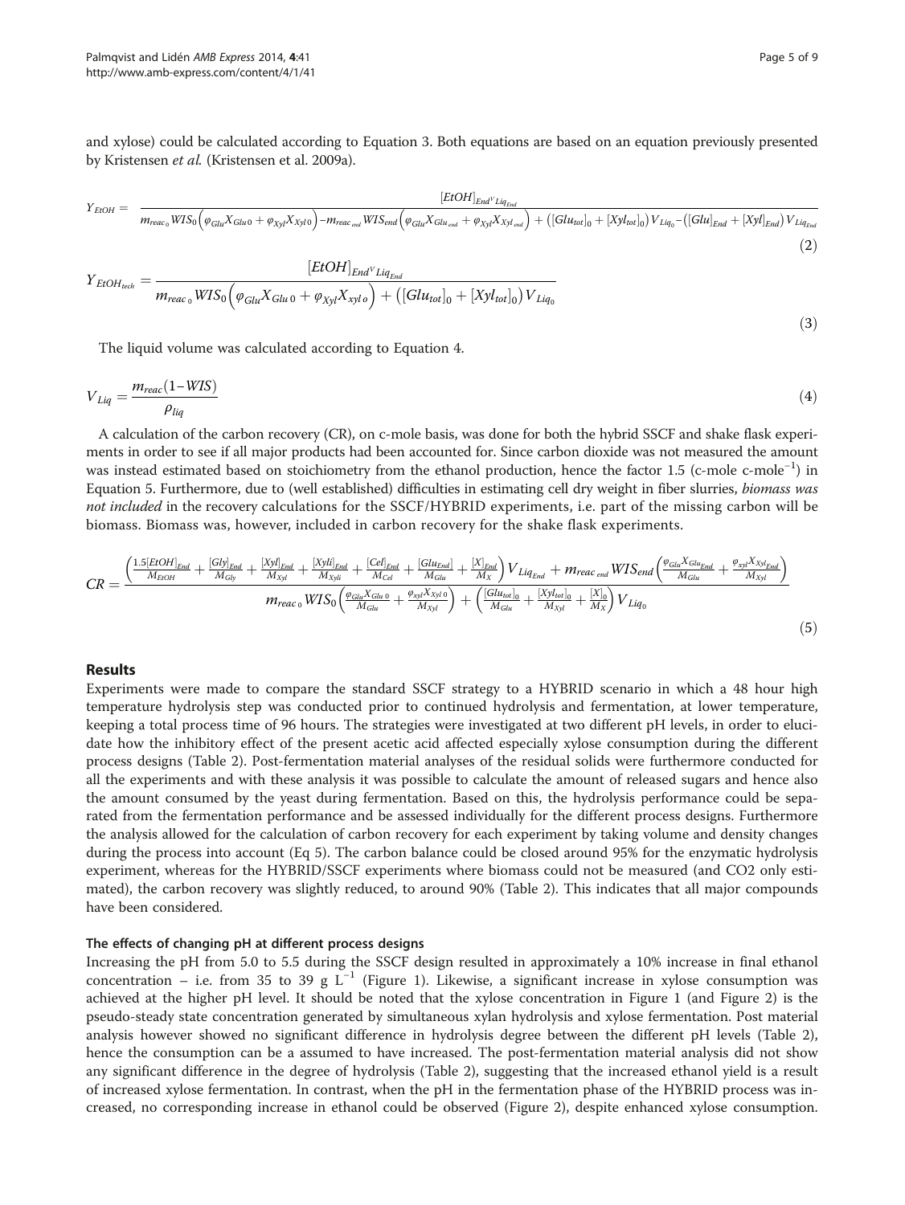and xylose) could be calculated according to Equation 3. Both equations are based on an equation previously presented by Kristensen *et al.* (Kristensen et al. 2009a).

$$Y_{EtOH} = \frac{[EtOH]_{End}V_{Liq_{End}}}{m_{reac_0}WIS_0\left(\varphi_{Glu}X_{Glu\,0} + \varphi_{Xyl}X_{Xyl\,0}\right) - m_{reac_{end}}WIS_{end}\left(\varphi_{Glu}X_{Glu_{end}} + \varphi_{Xyl}X_{Xyl_{end}}\right) + \left([Glu_{tot}]_0 + [Xyl_{tot}]_0\right)V_{Liq_0} - \left([Glu]_{End} + [Xyl]_{End}\right)V_{Liq_{End}}} \tag{2}$$

$$Y_{EtOH_{tech}} = \frac{[EtOH]_{End}V_{Liq_{End}}}{m_{reac_0}WIS_0\left(\varphi_{Glu}X_{Glu\,0} + \varphi_{Xyl}X_{xyl\,o}\right) + \left([Glu_{tot}]_0 + [Xyl_{tot}]_0\right)V_{Liq_0}} \tag{3}$$

The liquid volume was calculated according to Equation 4.

$$V_{Liq} = \frac{m_{reac}(1-WIS)}{\rho_{liq}} \tag{4}$$

A calculation of the carbon recovery (CR), on c-mole basis, was done for both the hybrid SSCF and shake flask experiments in order to see if all major products had been accounted for. Since carbon dioxide was not measured the amount was instead estimated based on stoichiometry from the ethanol production, hence the factor 1.5 (c-mole c-mole$^{-1}$) in Equation 5. Furthermore, due to (well established) difficulties in estimating cell dry weight in fiber slurries, *biomass was not included* in the recovery calculations for the SSCF/HYBRID experiments, i.e. part of the missing carbon will be biomass. Biomass was, however, included in carbon recovery for the shake flask experiments.

$$CR = \frac{\left(\frac{1.5[EtOH]_{End}}{M_{EtOH}} + \frac{[Gly]_{End}}{M_{Gly}} + \frac{[Xyl]_{End}}{M_{Xyl}} + \frac{[Xyli]_{End}}{M_{Xyli}} + \frac{[Cel]_{End}}{M_{Cel}} + \frac{[Glu_{End}]}{M_{Glu}} + \frac{[X]_{End}}{M_X}\right)V_{Liq_{End}} + m_{reac_{end}}WIS_{end}\left(\frac{\varphi_{Glu}X_{Glu_{End}}}{M_{Glu}} + \frac{\varphi_{xyl}X_{xyl_{End}}}{M_{Xyl}}\right)}{m_{reac_0}WIS_0\left(\frac{\varphi_{Glu}X_{Glu\,0}}{M_{Glu}} + \frac{\varphi_{xyl}X_{Xyl\,0}}{M_{Xyl}}\right) + \left(\frac{[Glu_{tot}]_0}{M_{Glu}} + \frac{[Xyl_{tot}]_0}{M_{Xyl}} + \frac{[X]_0}{M_X}\right)V_{Liq_0}} \tag{5}$$

## Results

Experiments were made to compare the standard SSCF strategy to a HYBRID scenario in which a 48 hour high temperature hydrolysis step was conducted prior to continued hydrolysis and fermentation, at lower temperature, keeping a total process time of 96 hours. The strategies were investigated at two different pH levels, in order to elucidate how the inhibitory effect of the present acetic acid affected especially xylose consumption during the different process designs (Table 2). Post-fermentation material analyses of the residual solids were furthermore conducted for all the experiments and with these analysis it was possible to calculate the amount of released sugars and hence also the amount consumed by the yeast during fermentation. Based on this, the hydrolysis performance could be separated from the fermentation performance and be assessed individually for the different process designs. Furthermore the analysis allowed for the calculation of carbon recovery for each experiment by taking volume and density changes during the process into account (Eq 5). The carbon balance could be closed around 95% for the enzymatic hydrolysis experiment, whereas for the HYBRID/SSCF experiments where biomass could not be measured (and CO2 only estimated), the carbon recovery was slightly reduced, to around 90% (Table 2). This indicates that all major compounds have been considered.

### The effects of changing pH at different process designs

Increasing the pH from 5.0 to 5.5 during the SSCF design resulted in approximately a 10% increase in final ethanol concentration – i.e. from 35 to 39 g L$^{-1}$ (Figure 1). Likewise, a significant increase in xylose consumption was achieved at the higher pH level. It should be noted that the xylose concentration in Figure 1 (and Figure 2) is the pseudo-steady state concentration generated by simultaneous xylan hydrolysis and xylose fermentation. Post material analysis however showed no significant difference in hydrolysis degree between the different pH levels (Table 2), hence the consumption can be a assumed to have increased. The post-fermentation material analysis did not show any significant difference in the degree of hydrolysis (Table 2), suggesting that the increased ethanol yield is a result of increased xylose fermentation. In contrast, when the pH in the fermentation phase of the HYBRID process was increased, no corresponding increase in ethanol could be observed (Figure 2), despite enhanced xylose consumption.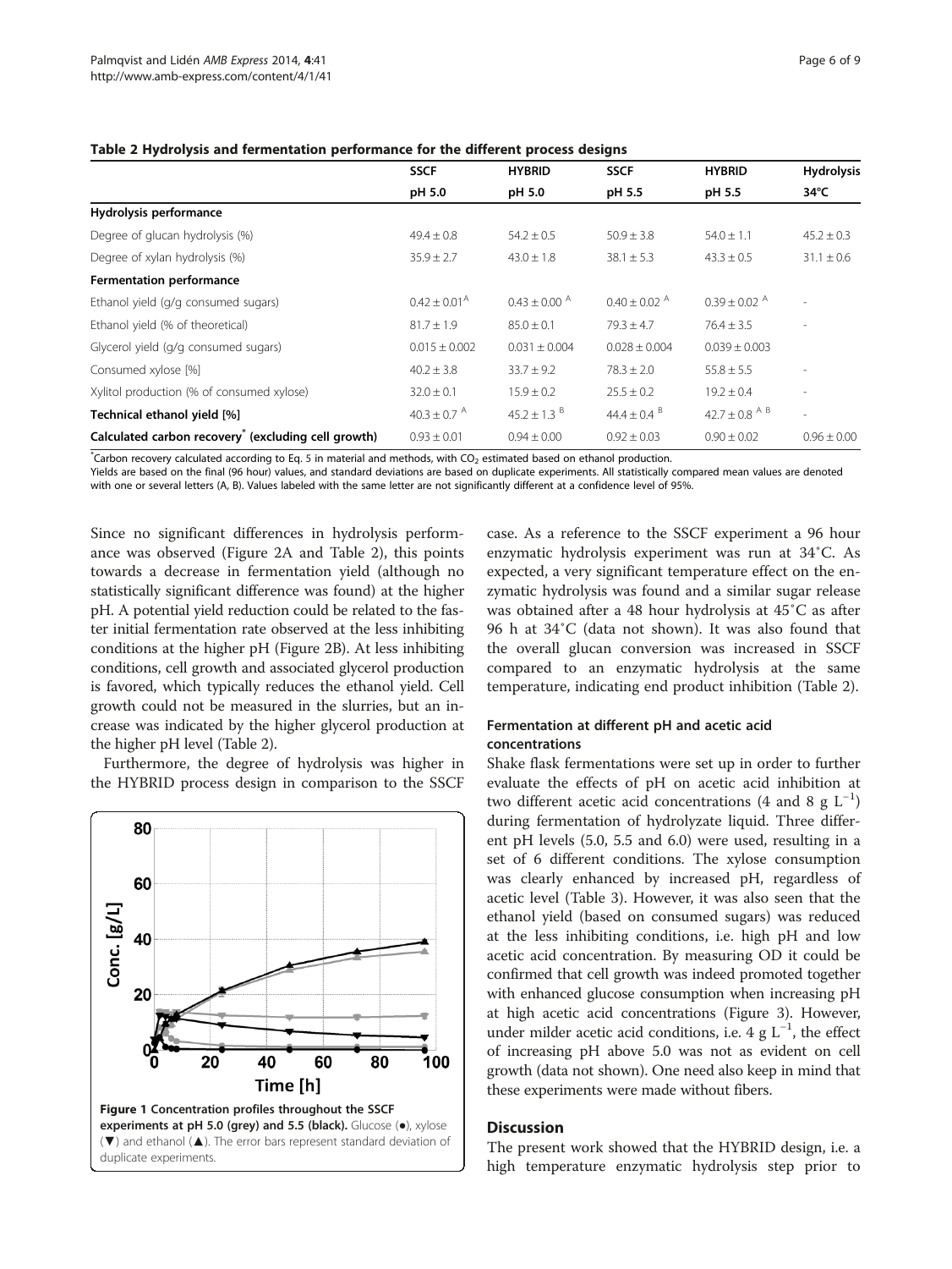**Table 2 Hydrolysis and fermentation performance for the different process designs**

| | SSCF | HYBRID | SSCF | HYBRID | Hydrolysis |
|---|---|---|---|---|---|
| | pH 5.0 | pH 5.0 | pH 5.5 | pH 5.5 | 34°C |
| **Hydrolysis performance** | | | | | |
| Degree of glucan hydrolysis (%) | 49.4 ± 0.8 | 54.2 ± 0.5 | 50.9 ± 3.8 | 54.0 ± 1.1 | 45.2 ± 0.3 |
| Degree of xylan hydrolysis (%) | 35.9 ± 2.7 | 43.0 ± 1.8 | 38.1 ± 5.3 | 43.3 ± 0.5 | 31.1 ± 0.6 |
| **Fermentation performance** | | | | | |
| Ethanol yield (g/g consumed sugars) | 0.42 ± 0.01 [A] | 0.43 ± 0.00 [A] | 0.40 ± 0.02 [A] | 0.39 ± 0.02 [A] | - |
| Ethanol yield (% of theoretical) | 81.7 ± 1.9 | 85.0 ± 0.1 | 79.3 ± 4.7 | 76.4 ± 3.5 | - |
| Glycerol yield (g/g consumed sugars) | 0.015 ± 0.002 | 0.031 ± 0.004 | 0.028 ± 0.004 | 0.039 ± 0.003 | |
| Consumed xylose [%] | 40.2 ± 3.8 | 33.7 ± 9.2 | 78.3 ± 2.0 | 55.8 ± 5.5 | - |
| Xylitol production (% of consumed xylose) | 32.0 ± 0.1 | 15.9 ± 0.2 | 25.5 ± 0.2 | 19.2 ± 0.4 | - |
| **Technical ethanol yield [%]** | 40.3 ± 0.7 [A] | 45.2 ± 1.3 [B] | 44.4 ± 0.4 [B] | 42.7 ± 0.8 [A B] | - |
| **Calculated carbon recovery* (excluding cell growth)** | 0.93 ± 0.01 | 0.94 ± 0.00 | 0.92 ± 0.03 | 0.90 ± 0.02 | 0.96 ± 0.00 |

*Carbon recovery calculated according to Eq. 5 in material and methods, with $CO_2$ estimated based on ethanol production.
Yields are based on the final (96 hour) values, and standard deviations are based on duplicate experiments. All statistically compared mean values are denoted with one or several letters (A, B). Values labeled with the same letter are not significantly different at a confidence level of 95%.

Since no significant differences in hydrolysis performance was observed (Figure 2A and Table 2), this points towards a decrease in fermentation yield (although no statistically significant difference was found) at the higher pH. A potential yield reduction could be related to the faster initial fermentation rate observed at the less inhibiting conditions at the higher pH (Figure 2B). At less inhibiting conditions, cell growth and associated glycerol production is favored, which typically reduces the ethanol yield. Cell growth could not be measured in the slurries, but an increase was indicated by the higher glycerol production at the higher pH level (Table 2).

Furthermore, the degree of hydrolysis was higher in the HYBRID process design in comparison to the SSCF case. As a reference to the SSCF experiment a 96 hour enzymatic hydrolysis experiment was run at 34°C. As expected, a very significant temperature effect on the enzymatic hydrolysis was found and a similar sugar release was obtained after a 48 hour hydrolysis at 45°C as after 96 h at 34°C (data not shown). It was also found that the overall glucan conversion was increased in SSCF compared to an enzymatic hydrolysis at the same temperature, indicating end product inhibition (Table 2).

**Figure 1 Concentration profiles throughout the SSCF experiments at pH 5.0 (grey) and 5.5 (black).** Glucose (●), xylose (▼) and ethanol (▲). The error bars represent standard deviation of duplicate experiments.

### Fermentation at different pH and acetic acid concentrations

Shake flask fermentations were set up in order to further evaluate the effects of pH on acetic acid inhibition at two different acetic acid concentrations (4 and 8 g $L^{-1}$) during fermentation of hydrolyzate liquid. Three different pH levels (5.0, 5.5 and 6.0) were used, resulting in a set of 6 different conditions. The xylose consumption was clearly enhanced by increased pH, regardless of acetic level (Table 3). However, it was also seen that the ethanol yield (based on consumed sugars) was reduced at the less inhibiting conditions, i.e. high pH and low acetic acid concentration. By measuring OD it could be confirmed that cell growth was indeed promoted together with enhanced glucose consumption when increasing pH at high acetic acid concentrations (Figure 3). However, under milder acetic acid conditions, i.e. 4 g $L^{-1}$, the effect of increasing pH above 5.0 was not as evident on cell growth (data not shown). One need also keep in mind that these experiments were made without fibers.

## Discussion

The present work showed that the HYBRID design, i.e. a high temperature enzymatic hydrolysis step prior to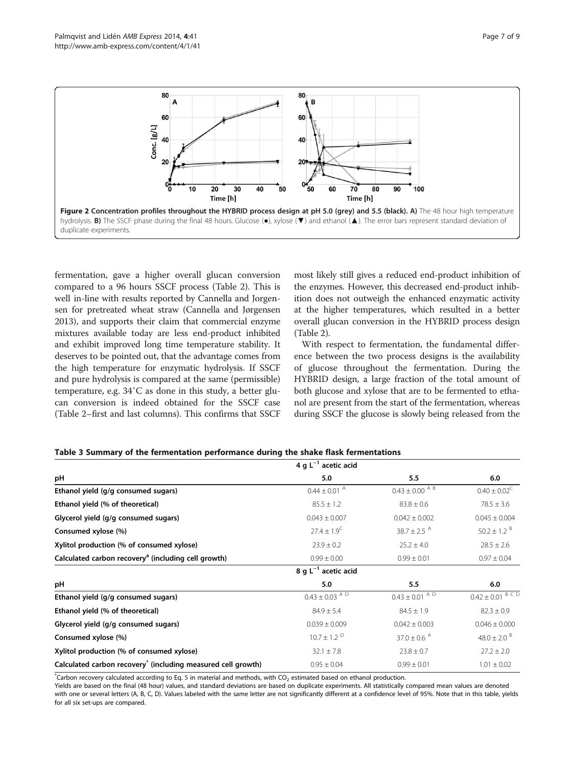**Figure 2 Concentration profiles throughout the HYBRID process design at pH 5.0 (grey) and 5.5 (black). A)** The 48 hour high temperature hydrolysis. **B)** The SSCF phase during the final 48 hours. Glucose (●), xylose (▼) and ethanol (▲). The error bars represent standard deviation of duplicate experiments.

fermentation, gave a higher overall glucan conversion compared to a 96 hours SSCF process (Table 2). This is well in-line with results reported by Cannella and Jorgensen for pretreated wheat straw (Cannella and Jørgensen 2013), and supports their claim that commercial enzyme mixtures available today are less end-product inhibited and exhibit improved long time temperature stability. It deserves to be pointed out, that the advantage comes from the high temperature for enzymatic hydrolysis. If SSCF and pure hydrolysis is compared at the same (permissible) temperature, e.g. 34˚C as done in this study, a better glucan conversion is indeed obtained for the SSCF case (Table 2–first and last columns). This confirms that SSCF most likely still gives a reduced end-product inhibition of the enzymes. However, this decreased end-product inhibition does not outweigh the enhanced enzymatic activity at the higher temperatures, which resulted in a better overall glucan conversion in the HYBRID process design (Table 2).

With respect to fermentation, the fundamental difference between the two process designs is the availability of glucose throughout the fermentation. During the HYBRID design, a large fraction of the total amount of both glucose and xylose that are to be fermented to ethanol are present from the start of the fermentation, whereas during SSCF the glucose is slowly being released from the

**Table 3 Summary of the fermentation performance during the shake flask fermentations**

| | $4\ g\ L^{-1}$ acetic acid | | |
|---|---|---|---|
| **pH** | **5.0** | **5.5** | **6.0** |
| **Ethanol yield (g/g consumed sugars)** | 0.44 ± 0.01 [A] | 0.43 ± 0.00 [A B] | 0.40 ± 0.02[C] |
| **Ethanol yield (% of theoretical)** | 85.5 ± 1.2 | 83.8 ± 0.6 | 78.5 ± 3.6 |
| **Glycerol yield (g/g consumed sugars)** | 0.043 ± 0.007 | 0.042 ± 0.002 | 0.045 ± 0.004 |
| **Consumed xylose (%)** | 27.4 ± 1.9[C] | 38.7 ± 2.5 [A] | 50.2 ± 1.2 [B] |
| **Xylitol production (% of consumed xylose)** | 23.9 ± 0.2 | 25.2 ± 4.0 | 28.5 ± 2.6 |
| **Calculated carbon recovery[a] (including cell growth)** | 0.99 ± 0.00 | 0.99 ± 0.01 | 0.97 ± 0.04 |
| | $8\ g\ L^{-1}$ acetic acid | | |
| **pH** | **5.0** | **5.5** | **6.0** |
| **Ethanol yield (g/g consumed sugars)** | 0.43 ± 0.03 [A D] | 0.43 ± 0.01 [A D] | 0.42 ± 0.01 [B C D] |
| **Ethanol yield (% of theoretical)** | 84.9 ± 5.4 | 84.5 ± 1.9 | 82.3 ± 0.9 |
| **Glycerol yield (g/g consumed sugars)** | 0.039 ± 0.009 | 0.042 ± 0.003 | 0.046 ± 0.000 |
| **Consumed xylose (%)** | 10.7 ± 1.2 [D] | 37.0 ± 0.6 [A] | 48.0 ± 2.0 [B] |
| **Xylitol production (% of consumed xylose)** | 32.1 ± 7.8 | 23.8 ± 0.7 | 27.2 ± 2.0 |
| **Calculated carbon recovery[*] (including measured cell growth)** | 0.95 ± 0.04 | 0.99 ± 0.01 | 1.01 ± 0.02 |

[*]Carbon recovery calculated according to Eq. 5 in material and methods, with $CO_2$ estimated based on ethanol production.
Yields are based on the final (48 hour) values, and standard deviations are based on duplicate experiments. All statistically compared mean values are denoted with one or several letters (A, B, C, D). Values labeled with the same letter are not significantly different at a confidence level of 95%. Note that in this table, yields for all six set-ups are compared.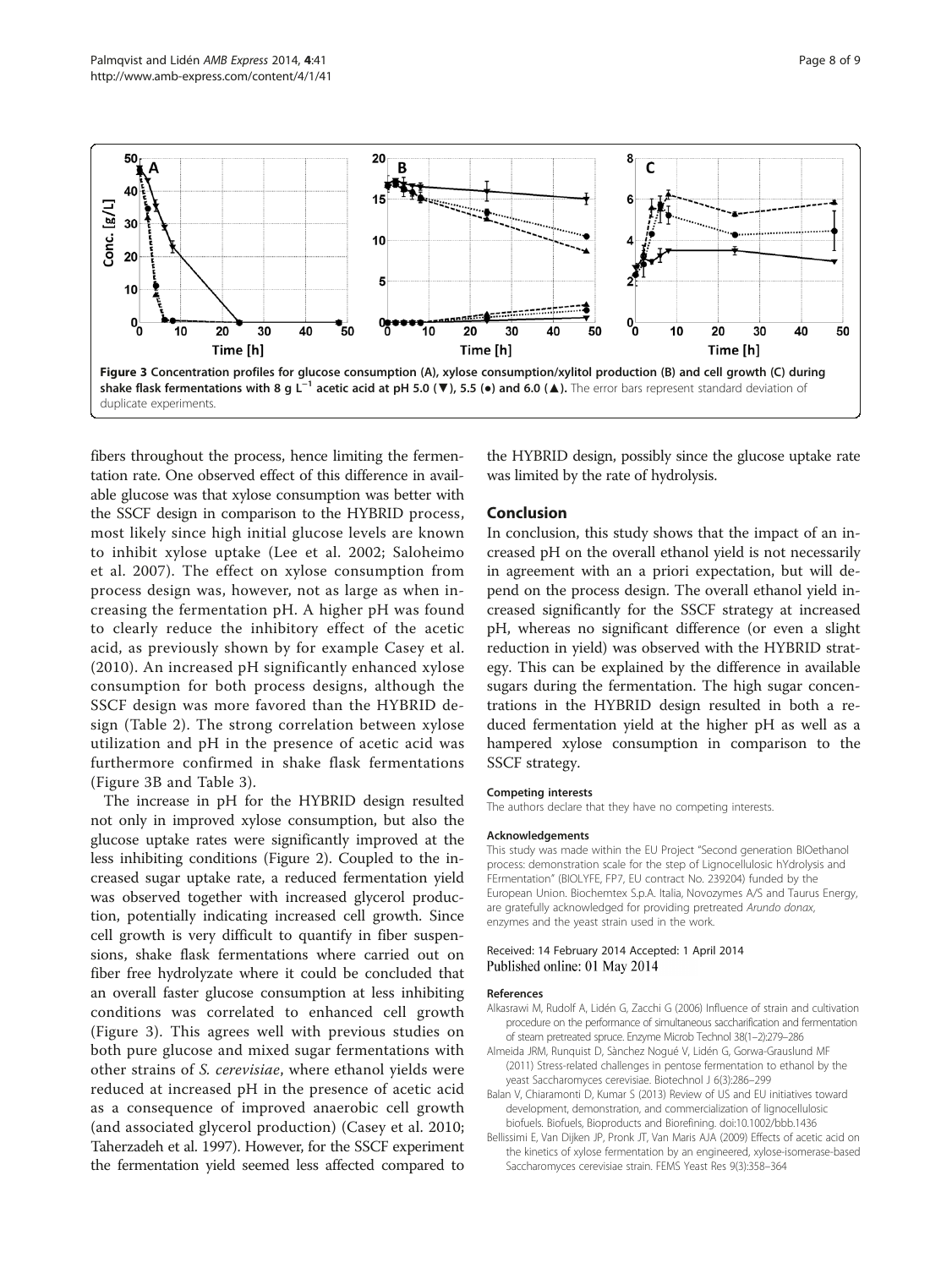**Figure 3 Concentration profiles for glucose consumption (A), xylose consumption/xylitol production (B) and cell growth (C) during shake flask fermentations with 8 g L$^{-1}$ acetic acid at pH 5.0 (▼), 5.5 (●) and 6.0 (▲).** The error bars represent standard deviation of duplicate experiments.

fibers throughout the process, hence limiting the fermentation rate. One observed effect of this difference in available glucose was that xylose consumption was better with the SSCF design in comparison to the HYBRID process, most likely since high initial glucose levels are known to inhibit xylose uptake (Lee et al. 2002; Saloheimo et al. 2007). The effect on xylose consumption from process design was, however, not as large as when increasing the fermentation pH. A higher pH was found to clearly reduce the inhibitory effect of the acetic acid, as previously shown by for example Casey et al. (2010). An increased pH significantly enhanced xylose consumption for both process designs, although the SSCF design was more favored than the HYBRID design (Table 2). The strong correlation between xylose utilization and pH in the presence of acetic acid was furthermore confirmed in shake flask fermentations (Figure 3B and Table 3).

The increase in pH for the HYBRID design resulted not only in improved xylose consumption, but also the glucose uptake rates were significantly improved at the less inhibiting conditions (Figure 2). Coupled to the increased sugar uptake rate, a reduced fermentation yield was observed together with increased glycerol production, potentially indicating increased cell growth. Since cell growth is very difficult to quantify in fiber suspensions, shake flask fermentations where carried out on fiber free hydrolyzate where it could be concluded that an overall faster glucose consumption at less inhibiting conditions was correlated to enhanced cell growth (Figure 3). This agrees well with previous studies on both pure glucose and mixed sugar fermentations with other strains of *S. cerevisiae*, where ethanol yields were reduced at increased pH in the presence of acetic acid as a consequence of improved anaerobic cell growth (and associated glycerol production) (Casey et al. 2010; Taherzadeh et al. 1997). However, for the SSCF experiment the fermentation yield seemed less affected compared to the HYBRID design, possibly since the glucose uptake rate was limited by the rate of hydrolysis.

## Conclusion

In conclusion, this study shows that the impact of an increased pH on the overall ethanol yield is not necessarily in agreement with an a priori expectation, but will depend on the process design. The overall ethanol yield increased significantly for the SSCF strategy at increased pH, whereas no significant difference (or even a slight reduction in yield) was observed with the HYBRID strategy. This can be explained by the difference in available sugars during the fermentation. The high sugar concentrations in the HYBRID design resulted in both a reduced fermentation yield at the higher pH as well as a hampered xylose consumption in comparison to the SSCF strategy.

#### Competing interests

The authors declare that they have no competing interests.

#### Acknowledgements

This study was made within the EU Project "Second generation BIOethanol process: demonstration scale for the step of Lignocellulosic hYdrolysis and FErmentation" (BIOLYFE, FP7, EU contract No. 239204) funded by the European Union. Biochemtex S.p.A. Italia, Novozymes A/S and Taurus Energy, are gratefully acknowledged for providing pretreated *Arundo donax*, enzymes and the yeast strain used in the work.

Received: 14 February 2014 Accepted: 1 April 2014
Published online: 01 May 2014

#### References

- Alkasrawi M, Rudolf A, Lidén G, Zacchi G (2006) Influence of strain and cultivation procedure on the performance of simultaneous saccharification and fermentation of steam pretreated spruce. Enzyme Microb Technol 38(1–2):279–286
- Almeida JRM, Runquist D, Sànchez Nogué V, Lidén G, Gorwa-Grauslund MF (2011) Stress-related challenges in pentose fermentation to ethanol by the yeast Saccharomyces cerevisiae. Biotechnol J 6(3):286–299
- Balan V, Chiaramonti D, Kumar S (2013) Review of US and EU initiatives toward development, demonstration, and commercialization of lignocellulosic biofuels. Biofuels, Bioproducts and Biorefining. doi:10.1002/bbb.1436
- Bellissimi E, Van Dijken JP, Pronk JT, Van Maris AJA (2009) Effects of acetic acid on the kinetics of xylose fermentation by an engineered, xylose-isomerase-based Saccharomyces cerevisiae strain. FEMS Yeast Res 9(3):358–364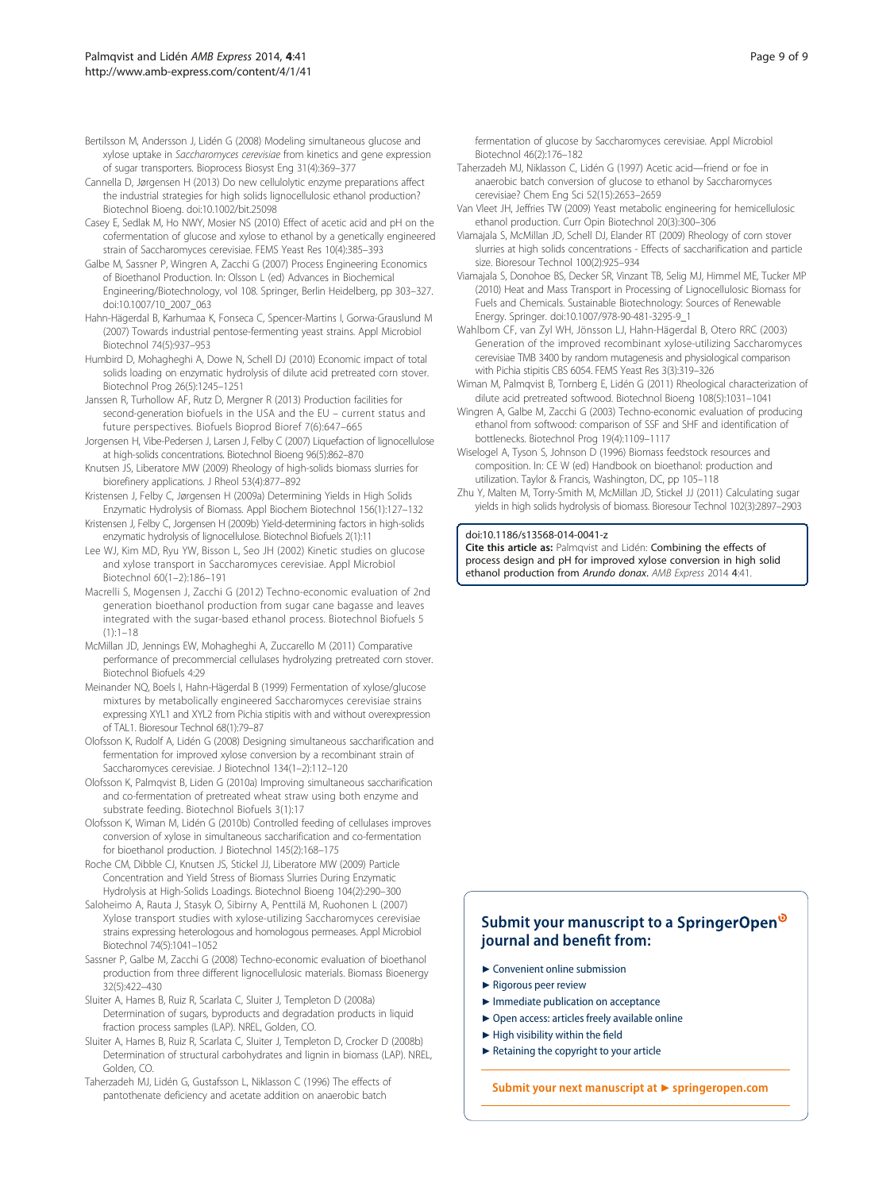Bertilsson M, Andersson J, Lidén G (2008) Modeling simultaneous glucose and xylose uptake in *Saccharomyces cerevisiae* from kinetics and gene expression of sugar transporters. Bioprocess Biosyst Eng 31(4):369–377

Cannella D, Jørgensen H (2013) Do new cellulolytic enzyme preparations affect the industrial strategies for high solids lignocellulosic ethanol production? Biotechnol Bioeng. doi:10.1002/bit.25098

Casey E, Sedlak M, Ho NWY, Mosier NS (2010) Effect of acetic acid and pH on the cofermentation of glucose and xylose to ethanol by a genetically engineered strain of Saccharomyces cerevisiae. FEMS Yeast Res 10(4):385–393

Galbe M, Sassner P, Wingren A, Zacchi G (2007) Process Engineering Economics of Bioethanol Production. In: Olsson L (ed) Advances in Biochemical Engineering/Biotechnology, vol 108. Springer, Berlin Heidelberg, pp 303–327. doi:10.1007/10_2007_063

Hahn-Hägerdal B, Karhumaa K, Fonseca C, Spencer-Martins I, Gorwa-Grauslund M (2007) Towards industrial pentose-fermenting yeast strains. Appl Microbiol Biotechnol 74(5):937–953

Humbird D, Mohagheghi A, Dowe N, Schell DJ (2010) Economic impact of total solids loading on enzymatic hydrolysis of dilute acid pretreated corn stover. Biotechnol Prog 26(5):1245–1251

Janssen R, Turhollow AF, Rutz D, Mergner R (2013) Production facilities for second-generation biofuels in the USA and the EU – current status and future perspectives. Biofuels Bioprod Bioref 7(6):647–665

Jorgensen H, Vibe-Pedersen J, Larsen J, Felby C (2007) Liquefaction of lignocellulose at high-solids concentrations. Biotechnol Bioeng 96(5):862–870

Knutsen JS, Liberatore MW (2009) Rheology of high-solids biomass slurries for biorefinery applications. J Rheol 53(4):877–892

Kristensen J, Felby C, Jørgensen H (2009a) Determining Yields in High Solids Enzymatic Hydrolysis of Biomass. Appl Biochem Biotechnol 156(1):127–132

Kristensen J, Felby C, Jorgensen H (2009b) Yield-determining factors in high-solids enzymatic hydrolysis of lignocellulose. Biotechnol Biofuels 2(1):11

Lee WJ, Kim MD, Ryu YW, Bisson L, Seo JH (2002) Kinetic studies on glucose and xylose transport in Saccharomyces cerevisiae. Appl Microbiol Biotechnol 60(1–2):186–191

Macrelli S, Mogensen J, Zacchi G (2012) Techno-economic evaluation of 2nd generation bioethanol production from sugar cane bagasse and leaves integrated with the sugar-based ethanol process. Biotechnol Biofuels 5 (1):1–18

McMillan JD, Jennings EW, Mohagheghi A, Zuccarello M (2011) Comparative performance of precommercial cellulases hydrolyzing pretreated corn stover. Biotechnol Biofuels 4:29

Meinander NQ, Boels I, Hahn-Hägerdal B (1999) Fermentation of xylose/glucose mixtures by metabolically engineered Saccharomyces cerevisiae strains expressing XYL1 and XYL2 from Pichia stipitis with and without overexpression of TAL1. Bioresour Technol 68(1):79–87

Olofsson K, Rudolf A, Lidén G (2008) Designing simultaneous saccharification and fermentation for improved xylose conversion by a recombinant strain of Saccharomyces cerevisiae. J Biotechnol 134(1–2):112–120

Olofsson K, Palmqvist B, Liden G (2010a) Improving simultaneous saccharification and co-fermentation of pretreated wheat straw using both enzyme and substrate feeding. Biotechnol Biofuels 3(1):17

Olofsson K, Wiman M, Lidén G (2010b) Controlled feeding of cellulases improves conversion of xylose in simultaneous saccharification and co-fermentation for bioethanol production. J Biotechnol 145(2):168–175

Roche CM, Dibble CJ, Knutsen JS, Stickel JJ, Liberatore MW (2009) Particle Concentration and Yield Stress of Biomass Slurries During Enzymatic Hydrolysis at High-Solids Loadings. Biotechnol Bioeng 104(2):290–300

Saloheimo A, Rauta J, Stasyk O, Sibirny A, Penttilä M, Ruohonen L (2007) Xylose transport studies with xylose-utilizing Saccharomyces cerevisiae strains expressing heterologous and homologous permeases. Appl Microbiol Biotechnol 74(5):1041–1052

Sassner P, Galbe M, Zacchi G (2008) Techno-economic evaluation of bioethanol production from three different lignocellulosic materials. Biomass Bioenergy 32(5):422–430

Sluiter A, Hames B, Ruiz R, Scarlata C, Sluiter J, Templeton D (2008a) Determination of sugars, byproducts and degradation products in liquid fraction process samples (LAP). NREL, Golden, CO.

Sluiter A, Hames B, Ruiz R, Scarlata C, Sluiter J, Templeton D, Crocker D (2008b) Determination of structural carbohydrates and lignin in biomass (LAP). NREL, Golden, CO.

Taherzadeh MJ, Lidén G, Gustafsson L, Niklasson C (1996) The effects of pantothenate deficiency and acetate addition on anaerobic batch fermentation of glucose by Saccharomyces cerevisiae. Appl Microbiol Biotechnol 46(2):176–182

Taherzadeh MJ, Niklasson C, Lidén G (1997) Acetic acid—friend or foe in anaerobic batch conversion of glucose to ethanol by Saccharomyces cerevisiae? Chem Eng Sci 52(15):2653–2659

Van Vleet JH, Jeffries TW (2009) Yeast metabolic engineering for hemicellulosic ethanol production. Curr Opin Biotechnol 20(3):300–306

Viamajala S, McMillan JD, Schell DJ, Elander RT (2009) Rheology of corn stover slurries at high solids concentrations - Effects of saccharification and particle size. Bioresour Technol 100(2):925–934

Viamajala S, Donohoe BS, Decker SR, Vinzant TB, Selig MJ, Himmel ME, Tucker MP (2010) Heat and Mass Transport in Processing of Lignocellulosic Biomass for Fuels and Chemicals. Sustainable Biotechnology: Sources of Renewable Energy. Springer. doi:10.1007/978-90-481-3295-9_1

Wahlbom CF, van Zyl WH, Jönsson LJ, Hahn-Hägerdal B, Otero RRC (2003) Generation of the improved recombinant xylose-utilizing Saccharomyces cerevisiae TMB 3400 by random mutagenesis and physiological comparison with Pichia stipitis CBS 6054. FEMS Yeast Res 3(3):319–326

Wiman M, Palmqvist B, Tornberg E, Lidén G (2011) Rheological characterization of dilute acid pretreated softwood. Biotechnol Bioeng 108(5):1031–1041

Wingren A, Galbe M, Zacchi G (2003) Techno-economic evaluation of producing ethanol from softwood: comparison of SSF and SHF and identification of bottlenecks. Biotechnol Prog 19(4):1109–1117

Wiselogel A, Tyson S, Johnson D (1996) Biomass feedstock resources and composition. In: CE W (ed) Handbook on bioethanol: production and utilization. Taylor & Francis, Washington, DC, pp 105–118

Zhu Y, Malten M, Torry-Smith M, McMillan JD, Stickel JJ (2011) Calculating sugar yields in high solids hydrolysis of biomass. Bioresour Technol 102(3):2897–2903

doi:10.1186/s13568-014-0041-z

**Cite this article as:** Palmqvist and Lidén: Combining the effects of process design and pH for improved xylose conversion in high solid ethanol production from *Arundo donax*. *AMB Express* 2014 **4**:41.

**Submit your manuscript to a SpringerOpen journal and benefit from:**

- ► Convenient online submission
- ► Rigorous peer review
- ► Immediate publication on acceptance
- ► Open access: articles freely available online
- ► High visibility within the field
- ► Retaining the copyright to your article

**Submit your next manuscript at ► springeropen.com**